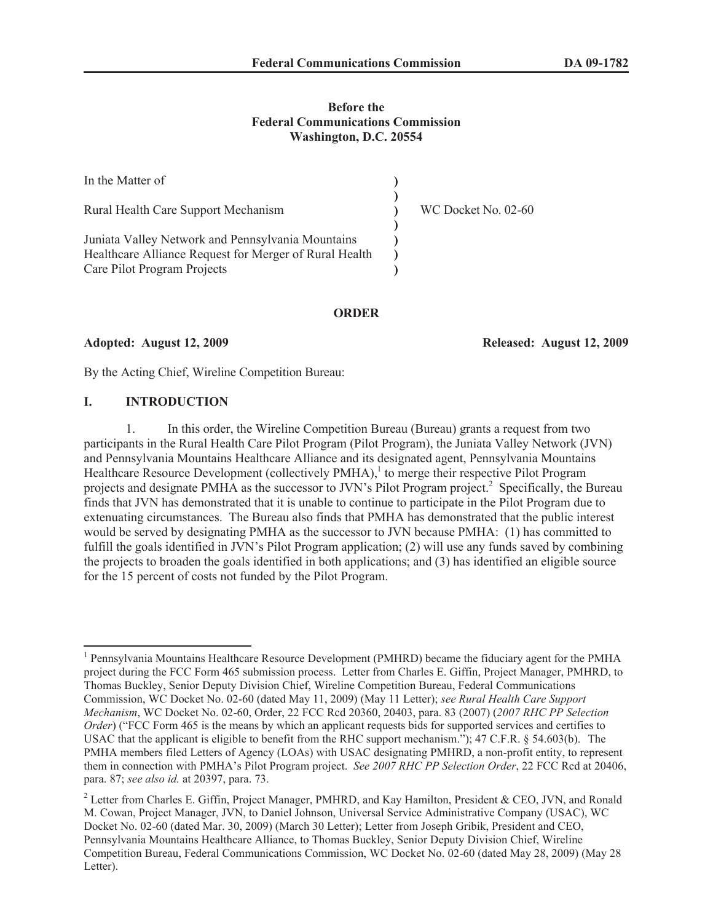**Before the**
**Federal Communications Commission**
**Washington, D.C. 20554**

| | | |
|---|---|---|
| In the Matter of | ) | |
| | ) | |
| Rural Health Care Support Mechanism | ) | WC Docket No. 02-60 |
| | ) | |
| Juniata Valley Network and Pennsylvania Mountains Healthcare Alliance Request for Merger of Rural Health Care Pilot Program Projects | ) | |

**ORDER**

**Adopted: August 12, 2009** **Released: August 12, 2009**

By the Acting Chief, Wireline Competition Bureau:

## I. INTRODUCTION

1. In this order, the Wireline Competition Bureau (Bureau) grants a request from two participants in the Rural Health Care Pilot Program (Pilot Program), the Juniata Valley Network (JVN) and Pennsylvania Mountains Healthcare Alliance and its designated agent, Pennsylvania Mountains Healthcare Resource Development (collectively PMHA),[1] to merge their respective Pilot Program projects and designate PMHA as the successor to JVN's Pilot Program project.[2] Specifically, the Bureau finds that JVN has demonstrated that it is unable to continue to participate in the Pilot Program due to extenuating circumstances. The Bureau also finds that PMHA has demonstrated that the public interest would be served by designating PMHA as the successor to JVN because PMHA: (1) has committed to fulfill the goals identified in JVN's Pilot Program application; (2) will use any funds saved by combining the projects to broaden the goals identified in both applications; and (3) has identified an eligible source for the 15 percent of costs not funded by the Pilot Program.

[1] Pennsylvania Mountains Healthcare Resource Development (PMHRD) became the fiduciary agent for the PMHA project during the FCC Form 465 submission process. Letter from Charles E. Giffin, Project Manager, PMHRD, to Thomas Buckley, Senior Deputy Division Chief, Wireline Competition Bureau, Federal Communications Commission, WC Docket No. 02-60 (dated May 11, 2009) (May 11 Letter); *see Rural Health Care Support Mechanism*, WC Docket No. 02-60, Order, 22 FCC Rcd 20360, 20403, para. 83 (2007) (*2007 RHC PP Selection Order*) ("FCC Form 465 is the means by which an applicant requests bids for supported services and certifies to USAC that the applicant is eligible to benefit from the RHC support mechanism."); 47 C.F.R. § 54.603(b). The PMHA members filed Letters of Agency (LOAs) with USAC designating PMHRD, a non-profit entity, to represent them in connection with PMHA's Pilot Program project. *See 2007 RHC PP Selection Order*, 22 FCC Rcd at 20406, para. 87; *see also id.* at 20397, para. 73.

[2] Letter from Charles E. Giffin, Project Manager, PMHRD, and Kay Hamilton, President & CEO, JVN, and Ronald M. Cowan, Project Manager, JVN, to Daniel Johnson, Universal Service Administrative Company (USAC), WC Docket No. 02-60 (dated Mar. 30, 2009) (March 30 Letter); Letter from Joseph Gribik, President and CEO, Pennsylvania Mountains Healthcare Alliance, to Thomas Buckley, Senior Deputy Division Chief, Wireline Competition Bureau, Federal Communications Commission, WC Docket No. 02-60 (dated May 28, 2009) (May 28 Letter).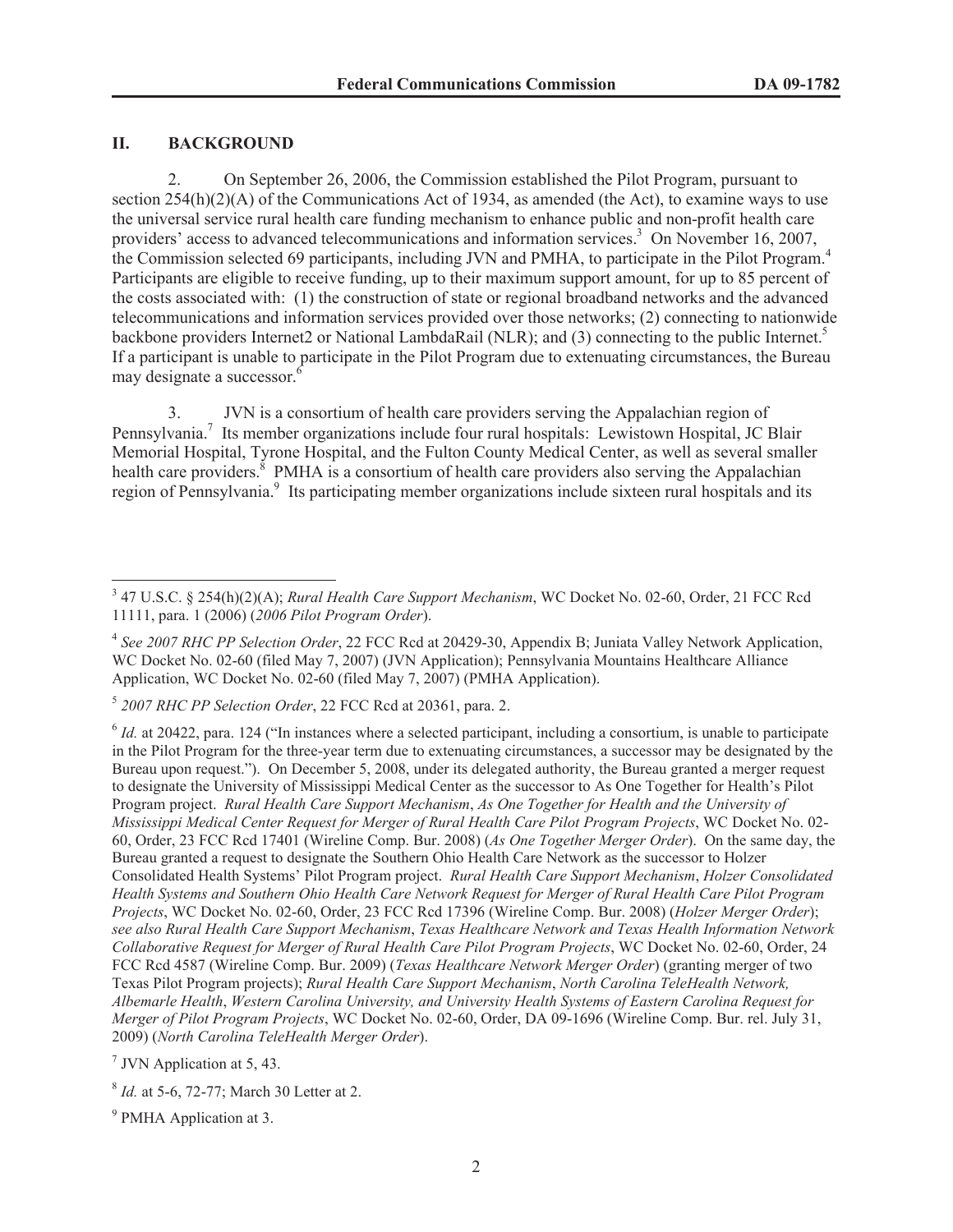## II. BACKGROUND

2. On September 26, 2006, the Commission established the Pilot Program, pursuant to section 254(h)(2)(A) of the Communications Act of 1934, as amended (the Act), to examine ways to use the universal service rural health care funding mechanism to enhance public and non-profit health care providers' access to advanced telecommunications and information services.[3] On November 16, 2007, the Commission selected 69 participants, including JVN and PMHA, to participate in the Pilot Program.[4] Participants are eligible to receive funding, up to their maximum support amount, for up to 85 percent of the costs associated with: (1) the construction of state or regional broadband networks and the advanced telecommunications and information services provided over those networks; (2) connecting to nationwide backbone providers Internet2 or National LambdaRail (NLR); and (3) connecting to the public Internet.[5] If a participant is unable to participate in the Pilot Program due to extenuating circumstances, the Bureau may designate a successor.[6]

3. JVN is a consortium of health care providers serving the Appalachian region of Pennsylvania.[7] Its member organizations include four rural hospitals: Lewistown Hospital, JC Blair Memorial Hospital, Tyrone Hospital, and the Fulton County Medical Center, as well as several smaller health care providers.[8] PMHA is a consortium of health care providers also serving the Appalachian region of Pennsylvania.[9] Its participating member organizations include sixteen rural hospitals and its

---

[3] 47 U.S.C. § 254(h)(2)(A); *Rural Health Care Support Mechanism*, WC Docket No. 02-60, Order, 21 FCC Rcd 11111, para. 1 (2006) (*2006 Pilot Program Order*).

[4] *See 2007 RHC PP Selection Order*, 22 FCC Rcd at 20429-30, Appendix B; Juniata Valley Network Application, WC Docket No. 02-60 (filed May 7, 2007) (JVN Application); Pennsylvania Mountains Healthcare Alliance Application, WC Docket No. 02-60 (filed May 7, 2007) (PMHA Application).

[5] *2007 RHC PP Selection Order*, 22 FCC Rcd at 20361, para. 2.

[6] *Id.* at 20422, para. 124 ("In instances where a selected participant, including a consortium, is unable to participate in the Pilot Program for the three-year term due to extenuating circumstances, a successor may be designated by the Bureau upon request."). On December 5, 2008, under its delegated authority, the Bureau granted a merger request to designate the University of Mississippi Medical Center as the successor to As One Together for Health's Pilot Program project. *Rural Health Care Support Mechanism*, *As One Together for Health and the University of Mississippi Medical Center Request for Merger of Rural Health Care Pilot Program Projects*, WC Docket No. 02-60, Order, 23 FCC Rcd 17401 (Wireline Comp. Bur. 2008) (*As One Together Merger Order*). On the same day, the Bureau granted a request to designate the Southern Ohio Health Care Network as the successor to Holzer Consolidated Health Systems' Pilot Program project. *Rural Health Care Support Mechanism*, *Holzer Consolidated Health Systems and Southern Ohio Health Care Network Request for Merger of Rural Health Care Pilot Program Projects*, WC Docket No. 02-60, Order, 23 FCC Rcd 17396 (Wireline Comp. Bur. 2008) (*Holzer Merger Order*); *see also Rural Health Care Support Mechanism*, *Texas Healthcare Network and Texas Health Information Network Collaborative Request for Merger of Rural Health Care Pilot Program Projects*, WC Docket No. 02-60, Order, 24 FCC Rcd 4587 (Wireline Comp. Bur. 2009) (*Texas Healthcare Network Merger Order*) (granting merger of two Texas Pilot Program projects); *Rural Health Care Support Mechanism*, *North Carolina TeleHealth Network, Albemarle Health*, *Western Carolina University, and University Health Systems of Eastern Carolina Request for Merger of Pilot Program Projects*, WC Docket No. 02-60, Order, DA 09-1696 (Wireline Comp. Bur. rel. July 31, 2009) (*North Carolina TeleHealth Merger Order*).

[7] JVN Application at 5, 43.

[8] *Id.* at 5-6, 72-77; March 30 Letter at 2.

[9] PMHA Application at 3.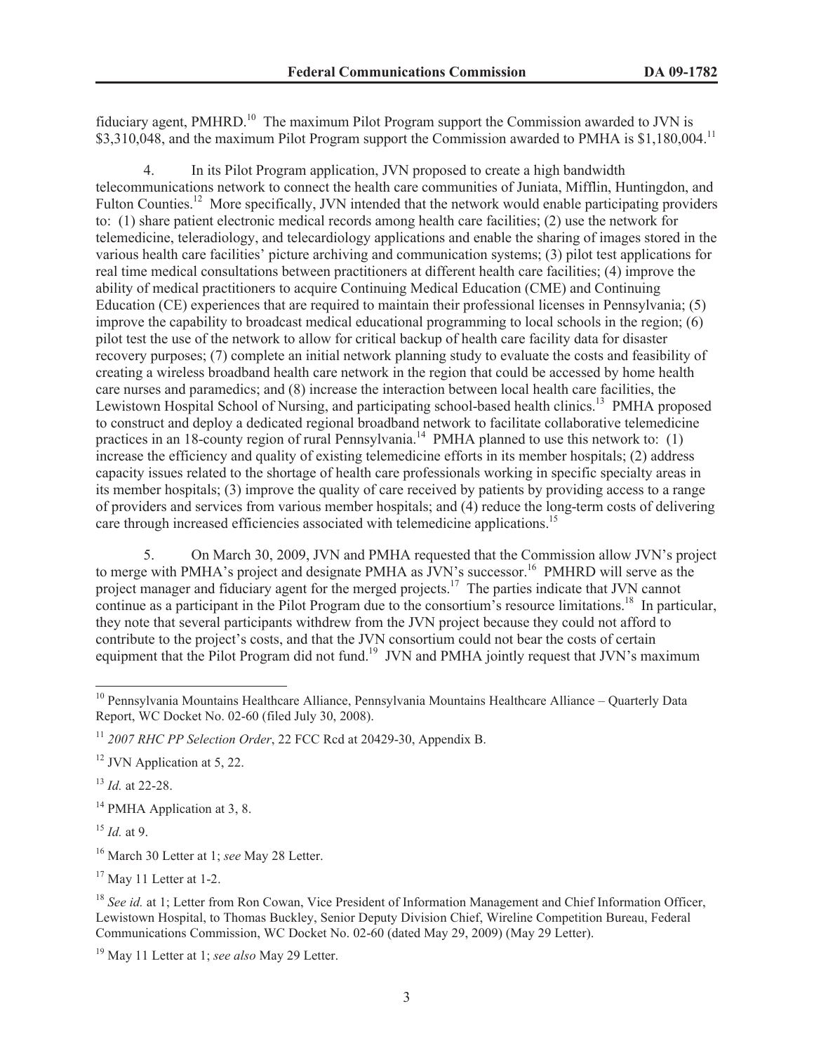fiduciary agent, PMHRD.[10] The maximum Pilot Program support the Commission awarded to JVN is $3,310,048, and the maximum Pilot Program support the Commission awarded to PMHA is $1,180,004.[11]

4. In its Pilot Program application, JVN proposed to create a high bandwidth telecommunications network to connect the health care communities of Juniata, Mifflin, Huntingdon, and Fulton Counties.[12] More specifically, JVN intended that the network would enable participating providers to: (1) share patient electronic medical records among health care facilities; (2) use the network for telemedicine, teleradiology, and telecardiology applications and enable the sharing of images stored in the various health care facilities' picture archiving and communication systems; (3) pilot test applications for real time medical consultations between practitioners at different health care facilities; (4) improve the ability of medical practitioners to acquire Continuing Medical Education (CME) and Continuing Education (CE) experiences that are required to maintain their professional licenses in Pennsylvania; (5) improve the capability to broadcast medical educational programming to local schools in the region; (6) pilot test the use of the network to allow for critical backup of health care facility data for disaster recovery purposes; (7) complete an initial network planning study to evaluate the costs and feasibility of creating a wireless broadband health care network in the region that could be accessed by home health care nurses and paramedics; and (8) increase the interaction between local health care facilities, the Lewistown Hospital School of Nursing, and participating school-based health clinics.[13] PMHA proposed to construct and deploy a dedicated regional broadband network to facilitate collaborative telemedicine practices in an 18-county region of rural Pennsylvania.[14] PMHA planned to use this network to: (1) increase the efficiency and quality of existing telemedicine efforts in its member hospitals; (2) address capacity issues related to the shortage of health care professionals working in specific specialty areas in its member hospitals; (3) improve the quality of care received by patients by providing access to a range of providers and services from various member hospitals; and (4) reduce the long-term costs of delivering care through increased efficiencies associated with telemedicine applications.[15]

5. On March 30, 2009, JVN and PMHA requested that the Commission allow JVN's project to merge with PMHA's project and designate PMHA as JVN's successor.[16] PMHRD will serve as the project manager and fiduciary agent for the merged projects.[17] The parties indicate that JVN cannot continue as a participant in the Pilot Program due to the consortium's resource limitations.[18] In particular, they note that several participants withdrew from the JVN project because they could not afford to contribute to the project's costs, and that the JVN consortium could not bear the costs of certain equipment that the Pilot Program did not fund.[19] JVN and PMHA jointly request that JVN's maximum

---

[10] Pennsylvania Mountains Healthcare Alliance, Pennsylvania Mountains Healthcare Alliance – Quarterly Data Report, WC Docket No. 02-60 (filed July 30, 2008).

[11] *2007 RHC PP Selection Order*, 22 FCC Rcd at 20429-30, Appendix B.

[12] JVN Application at 5, 22.

[13] *Id.* at 22-28.

[14] PMHA Application at 3, 8.

[15] *Id.* at 9.

[16] March 30 Letter at 1; *see* May 28 Letter.

[17] May 11 Letter at 1-2.

[18] *See id.* at 1; Letter from Ron Cowan, Vice President of Information Management and Chief Information Officer, Lewistown Hospital, to Thomas Buckley, Senior Deputy Division Chief, Wireline Competition Bureau, Federal Communications Commission, WC Docket No. 02-60 (dated May 29, 2009) (May 29 Letter).

[19] May 11 Letter at 1; *see also* May 29 Letter.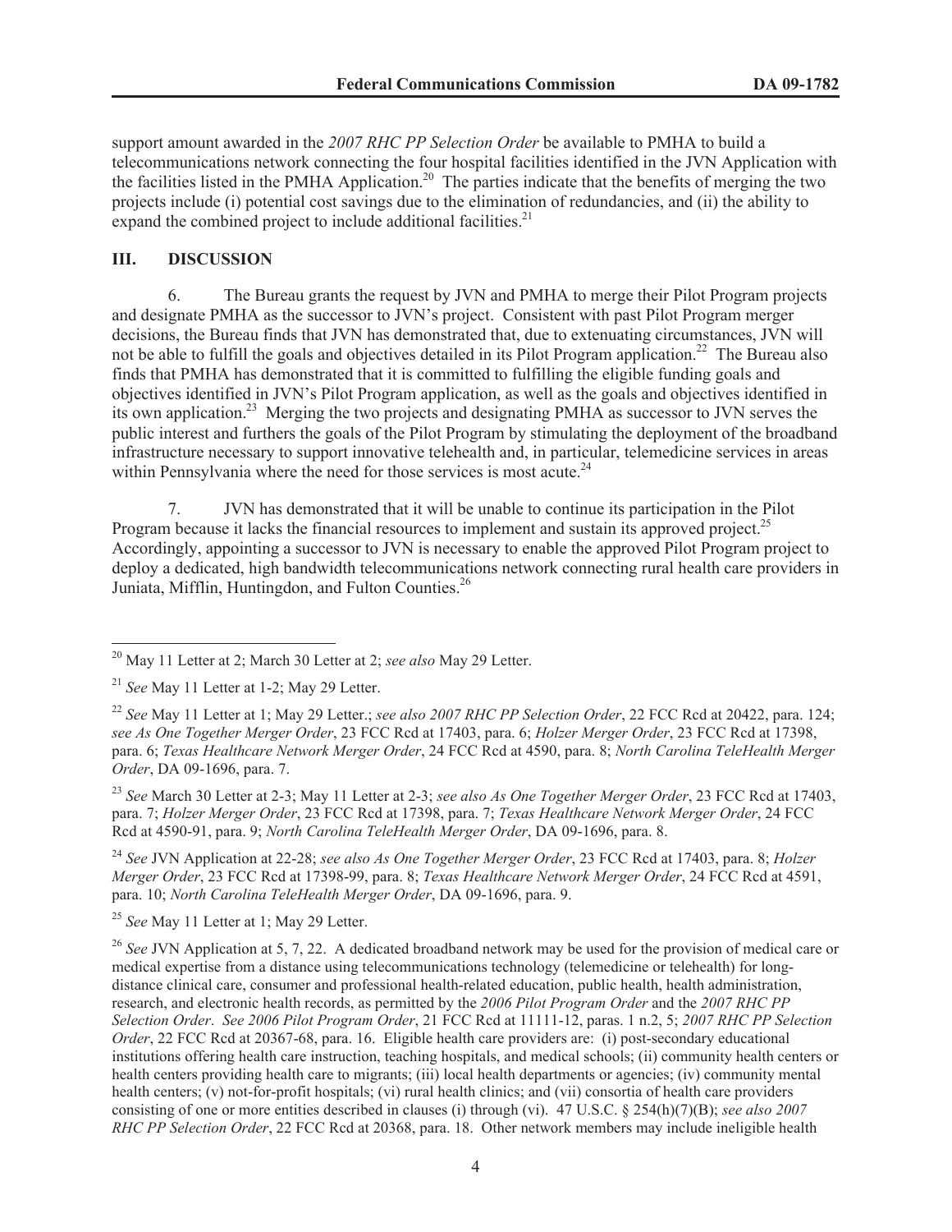support amount awarded in the *2007 RHC PP Selection Order* be available to PMHA to build a telecommunications network connecting the four hospital facilities identified in the JVN Application with the facilities listed in the PMHA Application.[20] The parties indicate that the benefits of merging the two projects include (i) potential cost savings due to the elimination of redundancies, and (ii) the ability to expand the combined project to include additional facilities.[21]

## III. DISCUSSION

6. The Bureau grants the request by JVN and PMHA to merge their Pilot Program projects and designate PMHA as the successor to JVN's project. Consistent with past Pilot Program merger decisions, the Bureau finds that JVN has demonstrated that, due to extenuating circumstances, JVN will not be able to fulfill the goals and objectives detailed in its Pilot Program application.[22] The Bureau also finds that PMHA has demonstrated that it is committed to fulfilling the eligible funding goals and objectives identified in JVN's Pilot Program application, as well as the goals and objectives identified in its own application.[23] Merging the two projects and designating PMHA as successor to JVN serves the public interest and furthers the goals of the Pilot Program by stimulating the deployment of the broadband infrastructure necessary to support innovative telehealth and, in particular, telemedicine services in areas within Pennsylvania where the need for those services is most acute.[24]

7. JVN has demonstrated that it will be unable to continue its participation in the Pilot Program because it lacks the financial resources to implement and sustain its approved project.[25] Accordingly, appointing a successor to JVN is necessary to enable the approved Pilot Program project to deploy a dedicated, high bandwidth telecommunications network connecting rural health care providers in Juniata, Mifflin, Huntingdon, and Fulton Counties.[26]

---

[20] May 11 Letter at 2; March 30 Letter at 2; *see also* May 29 Letter.

[21] *See* May 11 Letter at 1-2; May 29 Letter.

[22] *See* May 11 Letter at 1; May 29 Letter.; *see also 2007 RHC PP Selection Order*, 22 FCC Rcd at 20422, para. 124; *see As One Together Merger Order*, 23 FCC Rcd at 17403, para. 6; *Holzer Merger Order*, 23 FCC Rcd at 17398, para. 6; *Texas Healthcare Network Merger Order*, 24 FCC Rcd at 4590, para. 8; *North Carolina TeleHealth Merger Order*, DA 09-1696, para. 7.

[23] *See* March 30 Letter at 2-3; May 11 Letter at 2-3; *see also As One Together Merger Order*, 23 FCC Rcd at 17403, para. 7; *Holzer Merger Order*, 23 FCC Rcd at 17398, para. 7; *Texas Healthcare Network Merger Order*, 24 FCC Rcd at 4590-91, para. 9; *North Carolina TeleHealth Merger Order*, DA 09-1696, para. 8.

[24] *See* JVN Application at 22-28; *see also As One Together Merger Order*, 23 FCC Rcd at 17403, para. 8; *Holzer Merger Order*, 23 FCC Rcd at 17398-99, para. 8; *Texas Healthcare Network Merger Order*, 24 FCC Rcd at 4591, para. 10; *North Carolina TeleHealth Merger Order*, DA 09-1696, para. 9.

[25] *See* May 11 Letter at 1; May 29 Letter.

[26] *See* JVN Application at 5, 7, 22. A dedicated broadband network may be used for the provision of medical care or medical expertise from a distance using telecommunications technology (telemedicine or telehealth) for long-distance clinical care, consumer and professional health-related education, public health, health administration, research, and electronic health records, as permitted by the *2006 Pilot Program Order* and the *2007 RHC PP Selection Order*. *See 2006 Pilot Program Order*, 21 FCC Rcd at 11111-12, paras. 1 n.2, 5; *2007 RHC PP Selection Order*, 22 FCC Rcd at 20367-68, para. 16. Eligible health care providers are: (i) post-secondary educational institutions offering health care instruction, teaching hospitals, and medical schools; (ii) community health centers or health centers providing health care to migrants; (iii) local health departments or agencies; (iv) community mental health centers; (v) not-for-profit hospitals; (vi) rural health clinics; and (vii) consortia of health care providers consisting of one or more entities described in clauses (i) through (vi). 47 U.S.C. § 254(h)(7)(B); *see also 2007 RHC PP Selection Order*, 22 FCC Rcd at 20368, para. 18. Other network members may include ineligible health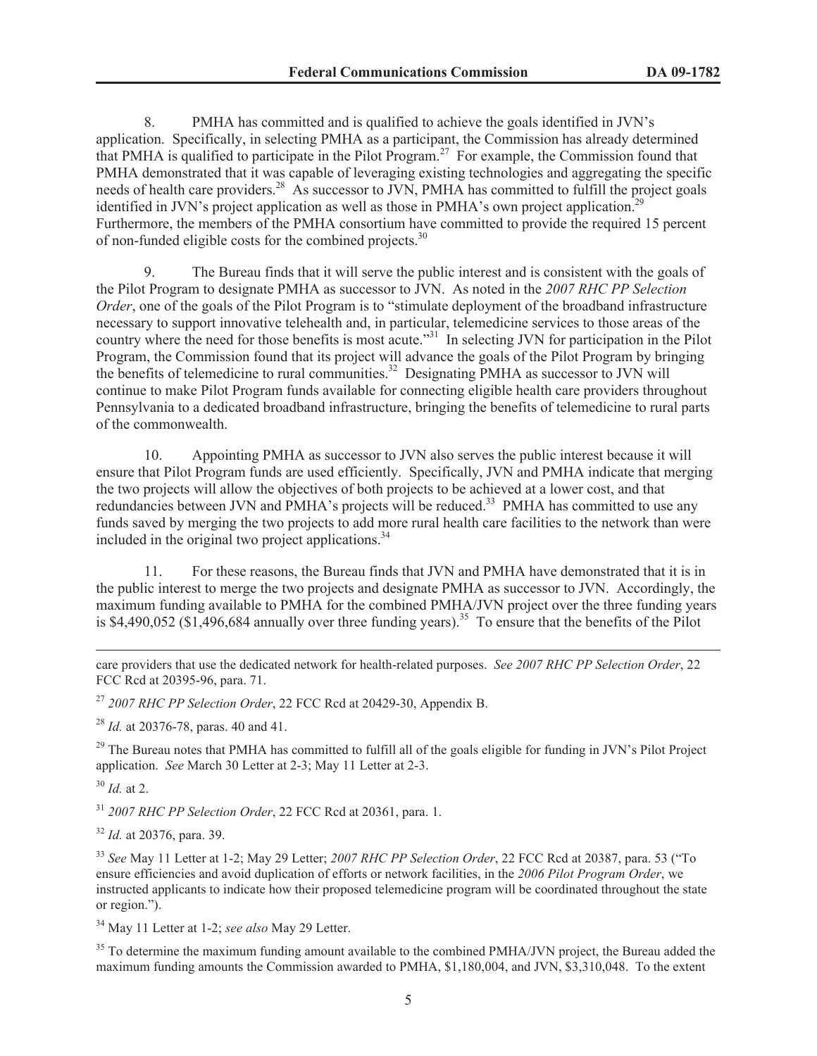8. PMHA has committed and is qualified to achieve the goals identified in JVN's application. Specifically, in selecting PMHA as a participant, the Commission has already determined that PMHA is qualified to participate in the Pilot Program.[27] For example, the Commission found that PMHA demonstrated that it was capable of leveraging existing technologies and aggregating the specific needs of health care providers.[28] As successor to JVN, PMHA has committed to fulfill the project goals identified in JVN's project application as well as those in PMHA's own project application.[29] Furthermore, the members of the PMHA consortium have committed to provide the required 15 percent of non-funded eligible costs for the combined projects.[30]

9. The Bureau finds that it will serve the public interest and is consistent with the goals of the Pilot Program to designate PMHA as successor to JVN. As noted in the *2007 RHC PP Selection Order*, one of the goals of the Pilot Program is to "stimulate deployment of the broadband infrastructure necessary to support innovative telehealth and, in particular, telemedicine services to those areas of the country where the need for those benefits is most acute."[31] In selecting JVN for participation in the Pilot Program, the Commission found that its project will advance the goals of the Pilot Program by bringing the benefits of telemedicine to rural communities.[32] Designating PMHA as successor to JVN will continue to make Pilot Program funds available for connecting eligible health care providers throughout Pennsylvania to a dedicated broadband infrastructure, bringing the benefits of telemedicine to rural parts of the commonwealth.

10. Appointing PMHA as successor to JVN also serves the public interest because it will ensure that Pilot Program funds are used efficiently. Specifically, JVN and PMHA indicate that merging the two projects will allow the objectives of both projects to be achieved at a lower cost, and that redundancies between JVN and PMHA's projects will be reduced.[33] PMHA has committed to use any funds saved by merging the two projects to add more rural health care facilities to the network than were included in the original two project applications.[34]

11. For these reasons, the Bureau finds that JVN and PMHA have demonstrated that it is in the public interest to merge the two projects and designate PMHA as successor to JVN. Accordingly, the maximum funding available to PMHA for the combined PMHA/JVN project over the three funding years is $4,490,052 ($1,496,684 annually over three funding years).[35] To ensure that the benefits of the Pilot

---

care providers that use the dedicated network for health-related purposes. *See 2007 RHC PP Selection Order*, 22 FCC Rcd at 20395-96, para. 71.

[27] *2007 RHC PP Selection Order*, 22 FCC Rcd at 20429-30, Appendix B.

[28] *Id.* at 20376-78, paras. 40 and 41.

[29] The Bureau notes that PMHA has committed to fulfill all of the goals eligible for funding in JVN's Pilot Project application. *See* March 30 Letter at 2-3; May 11 Letter at 2-3.

[30] *Id.* at 2.

[31] *2007 RHC PP Selection Order*, 22 FCC Rcd at 20361, para. 1.

[32] *Id.* at 20376, para. 39.

[33] *See* May 11 Letter at 1-2; May 29 Letter; *2007 RHC PP Selection Order*, 22 FCC Rcd at 20387, para. 53 ("To ensure efficiencies and avoid duplication of efforts or network facilities, in the *2006 Pilot Program Order*, we instructed applicants to indicate how their proposed telemedicine program will be coordinated throughout the state or region.").

[34] May 11 Letter at 1-2; *see also* May 29 Letter.

[35] To determine the maximum funding amount available to the combined PMHA/JVN project, the Bureau added the maximum funding amounts the Commission awarded to PMHA, $1,180,004, and JVN, $3,310,048. To the extent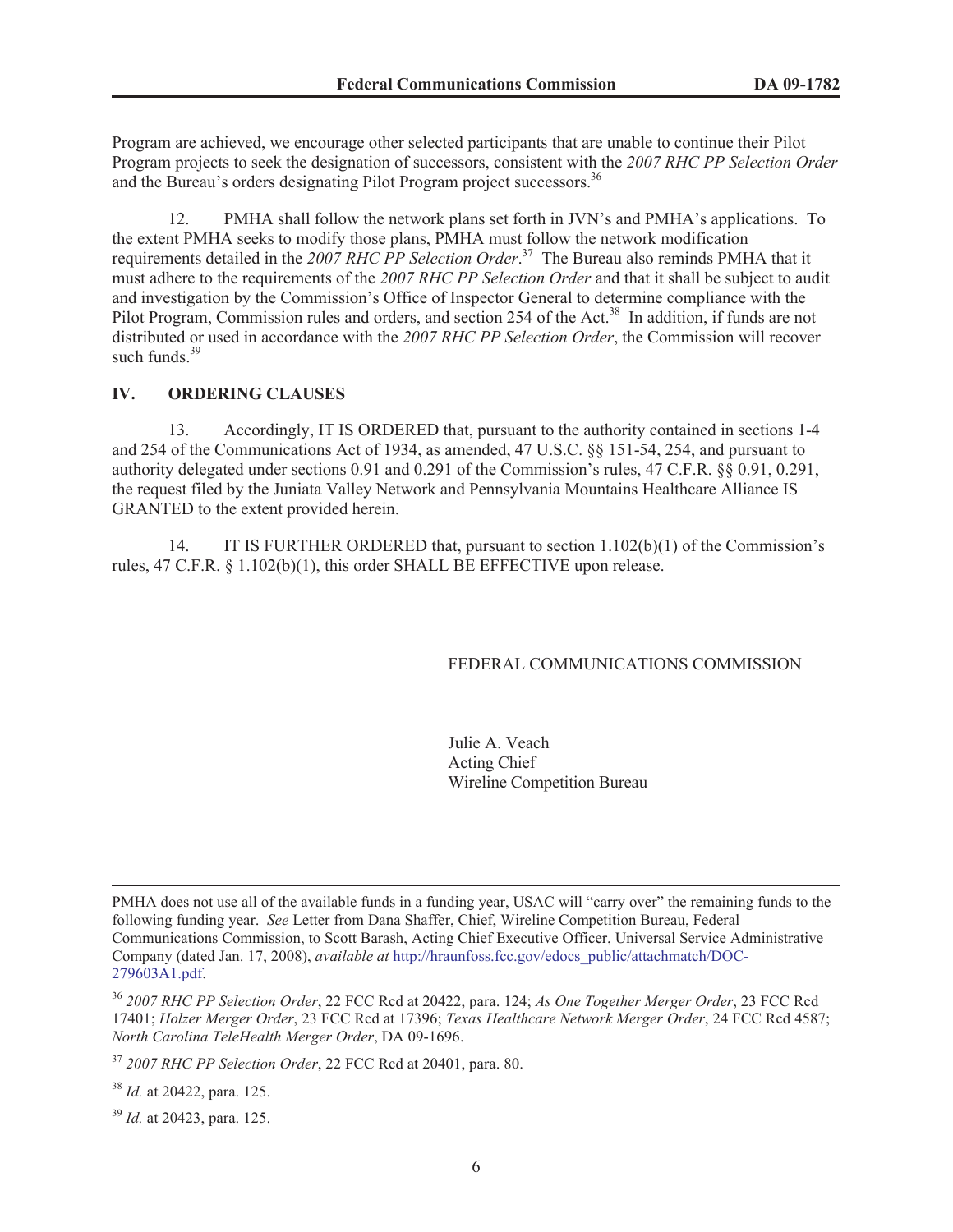Program are achieved, we encourage other selected participants that are unable to continue their Pilot Program projects to seek the designation of successors, consistent with the *2007 RHC PP Selection Order* and the Bureau's orders designating Pilot Program project successors.[36]

12. PMHA shall follow the network plans set forth in JVN's and PMHA's applications. To the extent PMHA seeks to modify those plans, PMHA must follow the network modification requirements detailed in the *2007 RHC PP Selection Order*.[37] The Bureau also reminds PMHA that it must adhere to the requirements of the *2007 RHC PP Selection Order* and that it shall be subject to audit and investigation by the Commission's Office of Inspector General to determine compliance with the Pilot Program, Commission rules and orders, and section 254 of the Act.[38] In addition, if funds are not distributed or used in accordance with the *2007 RHC PP Selection Order*, the Commission will recover such funds.[39]

## IV. ORDERING CLAUSES

13. Accordingly, IT IS ORDERED that, pursuant to the authority contained in sections 1-4 and 254 of the Communications Act of 1934, as amended, 47 U.S.C. §§ 151-54, 254, and pursuant to authority delegated under sections 0.91 and 0.291 of the Commission's rules, 47 C.F.R. §§ 0.91, 0.291, the request filed by the Juniata Valley Network and Pennsylvania Mountains Healthcare Alliance IS GRANTED to the extent provided herein.

14. IT IS FURTHER ORDERED that, pursuant to section 1.102(b)(1) of the Commission's rules, 47 C.F.R. § 1.102(b)(1), this order SHALL BE EFFECTIVE upon release.

FEDERAL COMMUNICATIONS COMMISSION

Julie A. Veach
Acting Chief
Wireline Competition Bureau

---

PMHA does not use all of the available funds in a funding year, USAC will "carry over" the remaining funds to the following funding year. *See* Letter from Dana Shaffer, Chief, Wireline Competition Bureau, Federal Communications Commission, to Scott Barash, Acting Chief Executive Officer, Universal Service Administrative Company (dated Jan. 17, 2008), *available at* http://hraunfoss.fcc.gov/edocs_public/attachmatch/DOC-279603A1.pdf.

[36] *2007 RHC PP Selection Order*, 22 FCC Rcd at 20422, para. 124; *As One Together Merger Order*, 23 FCC Rcd 17401; *Holzer Merger Order*, 23 FCC Rcd at 17396; *Texas Healthcare Network Merger Order*, 24 FCC Rcd 4587; *North Carolina TeleHealth Merger Order*, DA 09-1696.

[37] *2007 RHC PP Selection Order*, 22 FCC Rcd at 20401, para. 80.

[38] *Id.* at 20422, para. 125.

[39] *Id.* at 20423, para. 125.